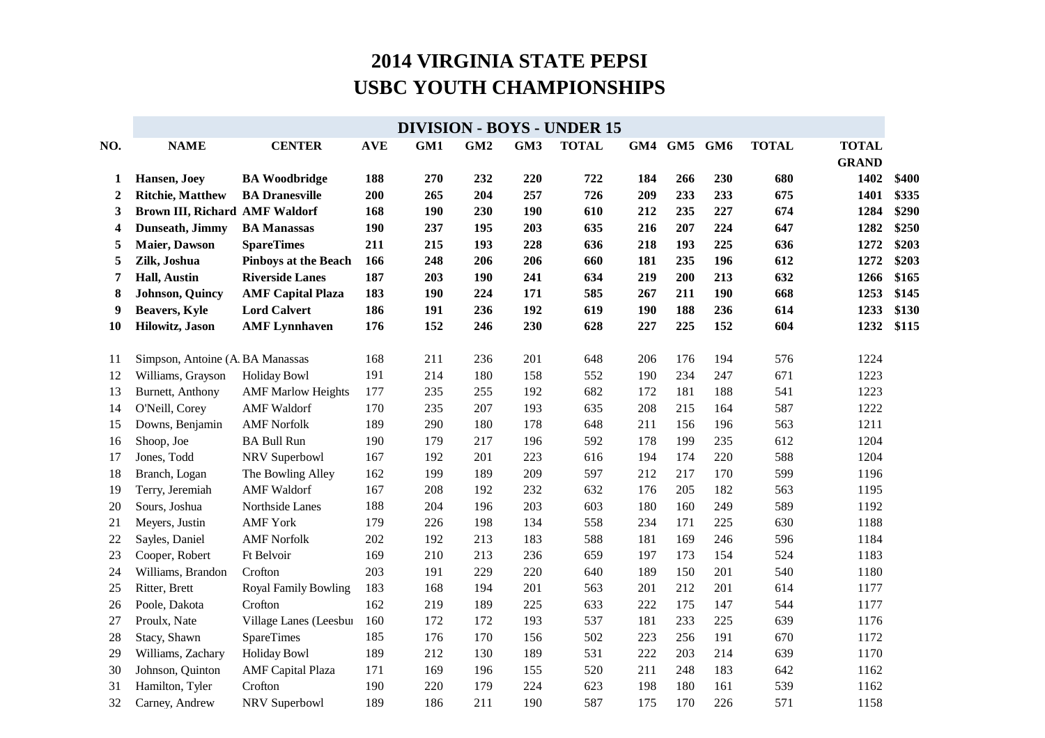# 2014 VIRGINIA STATE PEPSI
# USBC YOUTH CHAMPIONSHIPS

## DIVISION - BOYS - UNDER 15

| NO. | NAME | CENTER | AVE | GM1 | GM2 | GM3 | TOTAL | GM4 | GM5 | GM6 | TOTAL | TOTAL GRAND | |
|---|---|---|---|---|---|---|---|---|---|---|---|---|---|
| **1** | **Hansen, Joey** | **BA Woodbridge** | **188** | **270** | **232** | **220** | **722** | **184** | **266** | **230** | **680** | **1402** | **$400** |
| **2** | **Ritchie, Matthew** | **BA Dranesville** | **200** | **265** | **204** | **257** | **726** | **209** | **233** | **233** | **675** | **1401** | **$335** |
| **3** | **Brown III, Richard** | **AMF Waldorf** | **168** | **190** | **230** | **190** | **610** | **212** | **235** | **227** | **674** | **1284** | **$290** |
| **4** | **Dunseath, Jimmy** | **BA Manassas** | **190** | **237** | **195** | **203** | **635** | **216** | **207** | **224** | **647** | **1282** | **$250** |
| **5** | **Maier, Dawson** | **SpareTimes** | **211** | **215** | **193** | **228** | **636** | **218** | **193** | **225** | **636** | **1272** | **$203** |
| **5** | **Zilk, Joshua** | **Pinboys at the Beach** | **166** | **248** | **206** | **206** | **660** | **181** | **235** | **196** | **612** | **1272** | **$203** |
| **7** | **Hall, Austin** | **Riverside Lanes** | **187** | **203** | **190** | **241** | **634** | **219** | **200** | **213** | **632** | **1266** | **$165** |
| **8** | **Johnson, Quincy** | **AMF Capital Plaza** | **183** | **190** | **224** | **171** | **585** | **267** | **211** | **190** | **668** | **1253** | **$145** |
| **9** | **Beavers, Kyle** | **Lord Calvert** | **186** | **191** | **236** | **192** | **619** | **190** | **188** | **236** | **614** | **1233** | **$130** |
| **10** | **Hilowitz, Jason** | **AMF Lynnhaven** | **176** | **152** | **246** | **230** | **628** | **227** | **225** | **152** | **604** | **1232** | **$115** |
| 11 | Simpson, Antoine (A. | BA Manassas | 168 | 211 | 236 | 201 | 648 | 206 | 176 | 194 | 576 | 1224 | |
| 12 | Williams, Grayson | Holiday Bowl | 191 | 214 | 180 | 158 | 552 | 190 | 234 | 247 | 671 | 1223 | |
| 13 | Burnett, Anthony | AMF Marlow Heights | 177 | 235 | 255 | 192 | 682 | 172 | 181 | 188 | 541 | 1223 | |
| 14 | O'Neill, Corey | AMF Waldorf | 170 | 235 | 207 | 193 | 635 | 208 | 215 | 164 | 587 | 1222 | |
| 15 | Downs, Benjamin | AMF Norfolk | 189 | 290 | 180 | 178 | 648 | 211 | 156 | 196 | 563 | 1211 | |
| 16 | Shoop, Joe | BA Bull Run | 190 | 179 | 217 | 196 | 592 | 178 | 199 | 235 | 612 | 1204 | |
| 17 | Jones, Todd | NRV Superbowl | 167 | 192 | 201 | 223 | 616 | 194 | 174 | 220 | 588 | 1204 | |
| 18 | Branch, Logan | The Bowling Alley | 162 | 199 | 189 | 209 | 597 | 212 | 217 | 170 | 599 | 1196 | |
| 19 | Terry, Jeremiah | AMF Waldorf | 167 | 208 | 192 | 232 | 632 | 176 | 205 | 182 | 563 | 1195 | |
| 20 | Sours, Joshua | Northside Lanes | 188 | 204 | 196 | 203 | 603 | 180 | 160 | 249 | 589 | 1192 | |
| 21 | Meyers, Justin | AMF York | 179 | 226 | 198 | 134 | 558 | 234 | 171 | 225 | 630 | 1188 | |
| 22 | Sayles, Daniel | AMF Norfolk | 202 | 192 | 213 | 183 | 588 | 181 | 169 | 246 | 596 | 1184 | |
| 23 | Cooper, Robert | Ft Belvoir | 169 | 210 | 213 | 236 | 659 | 197 | 173 | 154 | 524 | 1183 | |
| 24 | Williams, Brandon | Crofton | 203 | 191 | 229 | 220 | 640 | 189 | 150 | 201 | 540 | 1180 | |
| 25 | Ritter, Brett | Royal Family Bowling | 183 | 168 | 194 | 201 | 563 | 201 | 212 | 201 | 614 | 1177 | |
| 26 | Poole, Dakota | Crofton | 162 | 219 | 189 | 225 | 633 | 222 | 175 | 147 | 544 | 1177 | |
| 27 | Proulx, Nate | Village Lanes (Leesbu | 160 | 172 | 172 | 193 | 537 | 181 | 233 | 225 | 639 | 1176 | |
| 28 | Stacy, Shawn | SpareTimes | 185 | 176 | 170 | 156 | 502 | 223 | 256 | 191 | 670 | 1172 | |
| 29 | Williams, Zachary | Holiday Bowl | 189 | 212 | 130 | 189 | 531 | 222 | 203 | 214 | 639 | 1170 | |
| 30 | Johnson, Quinton | AMF Capital Plaza | 171 | 169 | 196 | 155 | 520 | 211 | 248 | 183 | 642 | 1162 | |
| 31 | Hamilton, Tyler | Crofton | 190 | 220 | 179 | 224 | 623 | 198 | 180 | 161 | 539 | 1162 | |
| 32 | Carney, Andrew | NRV Superbowl | 189 | 186 | 211 | 190 | 587 | 175 | 170 | 226 | 571 | 1158 | |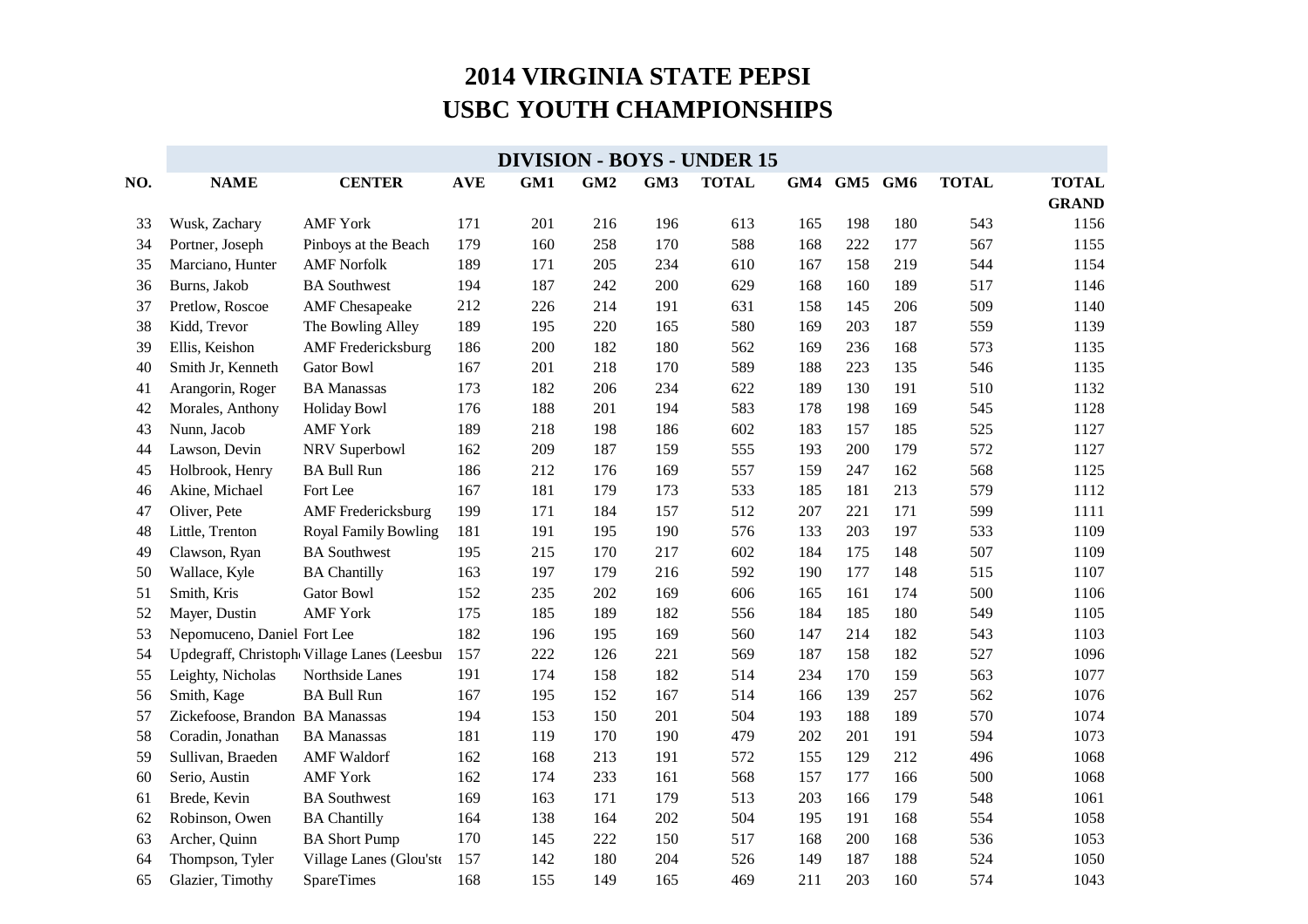# 2014 VIRGINIA STATE PEPSI
# USBC YOUTH CHAMPIONSHIPS

## DIVISION - BOYS - UNDER 15

| NO. | NAME | CENTER | AVE | GM1 | GM2 | GM3 | TOTAL | GM4 | GM5 | GM6 | TOTAL | TOTAL GRAND |
|---|---|---|---|---|---|---|---|---|---|---|---|---|
| 33 | Wusk, Zachary | AMF York | 171 | 201 | 216 | 196 | 613 | 165 | 198 | 180 | 543 | 1156 |
| 34 | Portner, Joseph | Pinboys at the Beach | 179 | 160 | 258 | 170 | 588 | 168 | 222 | 177 | 567 | 1155 |
| 35 | Marciano, Hunter | AMF Norfolk | 189 | 171 | 205 | 234 | 610 | 167 | 158 | 219 | 544 | 1154 |
| 36 | Burns, Jakob | BA Southwest | 194 | 187 | 242 | 200 | 629 | 168 | 160 | 189 | 517 | 1146 |
| 37 | Pretlow, Roscoe | AMF Chesapeake | 212 | 226 | 214 | 191 | 631 | 158 | 145 | 206 | 509 | 1140 |
| 38 | Kidd, Trevor | The Bowling Alley | 189 | 195 | 220 | 165 | 580 | 169 | 203 | 187 | 559 | 1139 |
| 39 | Ellis, Keishon | AMF Fredericksburg | 186 | 200 | 182 | 180 | 562 | 169 | 236 | 168 | 573 | 1135 |
| 40 | Smith Jr, Kenneth | Gator Bowl | 167 | 201 | 218 | 170 | 589 | 188 | 223 | 135 | 546 | 1135 |
| 41 | Arangorin, Roger | BA Manassas | 173 | 182 | 206 | 234 | 622 | 189 | 130 | 191 | 510 | 1132 |
| 42 | Morales, Anthony | Holiday Bowl | 176 | 188 | 201 | 194 | 583 | 178 | 198 | 169 | 545 | 1128 |
| 43 | Nunn, Jacob | AMF York | 189 | 218 | 198 | 186 | 602 | 183 | 157 | 185 | 525 | 1127 |
| 44 | Lawson, Devin | NRV Superbowl | 162 | 209 | 187 | 159 | 555 | 193 | 200 | 179 | 572 | 1127 |
| 45 | Holbrook, Henry | BA Bull Run | 186 | 212 | 176 | 169 | 557 | 159 | 247 | 162 | 568 | 1125 |
| 46 | Akine, Michael | Fort Lee | 167 | 181 | 179 | 173 | 533 | 185 | 181 | 213 | 579 | 1112 |
| 47 | Oliver, Pete | AMF Fredericksburg | 199 | 171 | 184 | 157 | 512 | 207 | 221 | 171 | 599 | 1111 |
| 48 | Little, Trenton | Royal Family Bowling | 181 | 191 | 195 | 190 | 576 | 133 | 203 | 197 | 533 | 1109 |
| 49 | Clawson, Ryan | BA Southwest | 195 | 215 | 170 | 217 | 602 | 184 | 175 | 148 | 507 | 1109 |
| 50 | Wallace, Kyle | BA Chantilly | 163 | 197 | 179 | 216 | 592 | 190 | 177 | 148 | 515 | 1107 |
| 51 | Smith, Kris | Gator Bowl | 152 | 235 | 202 | 169 | 606 | 165 | 161 | 174 | 500 | 1106 |
| 52 | Mayer, Dustin | AMF York | 175 | 185 | 189 | 182 | 556 | 184 | 185 | 180 | 549 | 1105 |
| 53 | Nepomuceno, Daniel | Fort Lee | 182 | 196 | 195 | 169 | 560 | 147 | 214 | 182 | 543 | 1103 |
| 54 | Updegraff, Christoph | Village Lanes (Leesbu | 157 | 222 | 126 | 221 | 569 | 187 | 158 | 182 | 527 | 1096 |
| 55 | Leighty, Nicholas | Northside Lanes | 191 | 174 | 158 | 182 | 514 | 234 | 170 | 159 | 563 | 1077 |
| 56 | Smith, Kage | BA Bull Run | 167 | 195 | 152 | 167 | 514 | 166 | 139 | 257 | 562 | 1076 |
| 57 | Zickefoose, Brandon | BA Manassas | 194 | 153 | 150 | 201 | 504 | 193 | 188 | 189 | 570 | 1074 |
| 58 | Coradin, Jonathan | BA Manassas | 181 | 119 | 170 | 190 | 479 | 202 | 201 | 191 | 594 | 1073 |
| 59 | Sullivan, Braeden | AMF Waldorf | 162 | 168 | 213 | 191 | 572 | 155 | 129 | 212 | 496 | 1068 |
| 60 | Serio, Austin | AMF York | 162 | 174 | 233 | 161 | 568 | 157 | 177 | 166 | 500 | 1068 |
| 61 | Brede, Kevin | BA Southwest | 169 | 163 | 171 | 179 | 513 | 203 | 166 | 179 | 548 | 1061 |
| 62 | Robinson, Owen | BA Chantilly | 164 | 138 | 164 | 202 | 504 | 195 | 191 | 168 | 554 | 1058 |
| 63 | Archer, Quinn | BA Short Pump | 170 | 145 | 222 | 150 | 517 | 168 | 200 | 168 | 536 | 1053 |
| 64 | Thompson, Tyler | Village Lanes (Glou'ste | 157 | 142 | 180 | 204 | 526 | 149 | 187 | 188 | 524 | 1050 |
| 65 | Glazier, Timothy | SpareTimes | 168 | 155 | 149 | 165 | 469 | 211 | 203 | 160 | 574 | 1043 |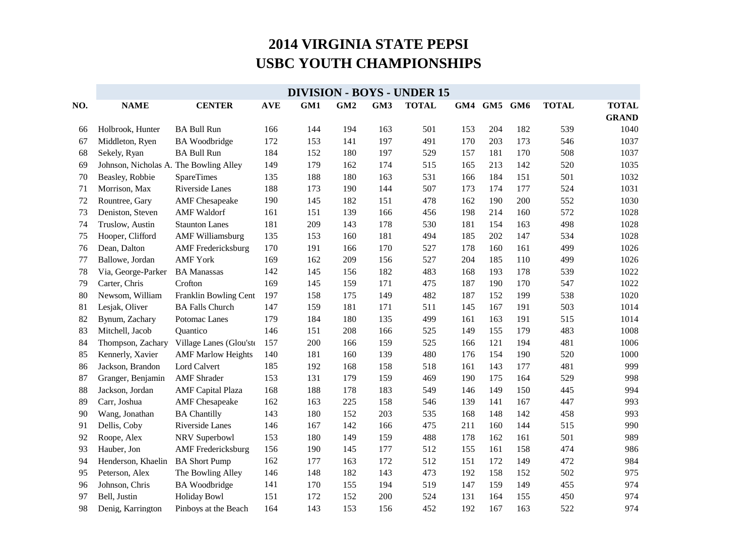# 2014 VIRGINIA STATE PEPSI
# USBC YOUTH CHAMPIONSHIPS

## DIVISION - BOYS - UNDER 15

| NO. | NAME | CENTER | AVE | GM1 | GM2 | GM3 | TOTAL | GM4 | GM5 | GM6 | TOTAL | TOTAL GRAND |
|---|---|---|---|---|---|---|---|---|---|---|---|---|
| 66 | Holbrook, Hunter | BA Bull Run | 166 | 144 | 194 | 163 | 501 | 153 | 204 | 182 | 539 | 1040 |
| 67 | Middleton, Ryen | BA Woodbridge | 172 | 153 | 141 | 197 | 491 | 170 | 203 | 173 | 546 | 1037 |
| 68 | Sekely, Ryan | BA Bull Run | 184 | 152 | 180 | 197 | 529 | 157 | 181 | 170 | 508 | 1037 |
| 69 | Johnson, Nicholas A. | The Bowling Alley | 149 | 179 | 162 | 174 | 515 | 165 | 213 | 142 | 520 | 1035 |
| 70 | Beasley, Robbie | SpareTimes | 135 | 188 | 180 | 163 | 531 | 166 | 184 | 151 | 501 | 1032 |
| 71 | Morrison, Max | Riverside Lanes | 188 | 173 | 190 | 144 | 507 | 173 | 174 | 177 | 524 | 1031 |
| 72 | Rountree, Gary | AMF Chesapeake | 190 | 145 | 182 | 151 | 478 | 162 | 190 | 200 | 552 | 1030 |
| 73 | Deniston, Steven | AMF Waldorf | 161 | 151 | 139 | 166 | 456 | 198 | 214 | 160 | 572 | 1028 |
| 74 | Truslow, Austin | Staunton Lanes | 181 | 209 | 143 | 178 | 530 | 181 | 154 | 163 | 498 | 1028 |
| 75 | Hooper, Clifford | AMF Williamsburg | 135 | 153 | 160 | 181 | 494 | 185 | 202 | 147 | 534 | 1028 |
| 76 | Dean, Dalton | AMF Fredericksburg | 170 | 191 | 166 | 170 | 527 | 178 | 160 | 161 | 499 | 1026 |
| 77 | Ballowe, Jordan | AMF York | 169 | 162 | 209 | 156 | 527 | 204 | 185 | 110 | 499 | 1026 |
| 78 | Via, George-Parker | BA Manassas | 142 | 145 | 156 | 182 | 483 | 168 | 193 | 178 | 539 | 1022 |
| 79 | Carter, Chris | Crofton | 169 | 145 | 159 | 171 | 475 | 187 | 190 | 170 | 547 | 1022 |
| 80 | Newsom, William | Franklin Bowling Cent | 197 | 158 | 175 | 149 | 482 | 187 | 152 | 199 | 538 | 1020 |
| 81 | Lesjak, Oliver | BA Falls Church | 147 | 159 | 181 | 171 | 511 | 145 | 167 | 191 | 503 | 1014 |
| 82 | Bynum, Zachary | Potomac Lanes | 179 | 184 | 180 | 135 | 499 | 161 | 163 | 191 | 515 | 1014 |
| 83 | Mitchell, Jacob | Quantico | 146 | 151 | 208 | 166 | 525 | 149 | 155 | 179 | 483 | 1008 |
| 84 | Thompson, Zachary | Village Lanes (Glou'ste | 157 | 200 | 166 | 159 | 525 | 166 | 121 | 194 | 481 | 1006 |
| 85 | Kennerly, Xavier | AMF Marlow Heights | 140 | 181 | 160 | 139 | 480 | 176 | 154 | 190 | 520 | 1000 |
| 86 | Jackson, Brandon | Lord Calvert | 185 | 192 | 168 | 158 | 518 | 161 | 143 | 177 | 481 | 999 |
| 87 | Granger, Benjamin | AMF Shrader | 153 | 131 | 179 | 159 | 469 | 190 | 175 | 164 | 529 | 998 |
| 88 | Jackson, Jordan | AMF Capital Plaza | 168 | 188 | 178 | 183 | 549 | 146 | 149 | 150 | 445 | 994 |
| 89 | Carr, Joshua | AMF Chesapeake | 162 | 163 | 225 | 158 | 546 | 139 | 141 | 167 | 447 | 993 |
| 90 | Wang, Jonathan | BA Chantilly | 143 | 180 | 152 | 203 | 535 | 168 | 148 | 142 | 458 | 993 |
| 91 | Dellis, Coby | Riverside Lanes | 146 | 167 | 142 | 166 | 475 | 211 | 160 | 144 | 515 | 990 |
| 92 | Roope, Alex | NRV Superbowl | 153 | 180 | 149 | 159 | 488 | 178 | 162 | 161 | 501 | 989 |
| 93 | Hauber, Jon | AMF Fredericksburg | 156 | 190 | 145 | 177 | 512 | 155 | 161 | 158 | 474 | 986 |
| 94 | Henderson, Khaelin | BA Short Pump | 162 | 177 | 163 | 172 | 512 | 151 | 172 | 149 | 472 | 984 |
| 95 | Peterson, Alex | The Bowling Alley | 146 | 148 | 182 | 143 | 473 | 192 | 158 | 152 | 502 | 975 |
| 96 | Johnson, Chris | BA Woodbridge | 141 | 170 | 155 | 194 | 519 | 147 | 159 | 149 | 455 | 974 |
| 97 | Bell, Justin | Holiday Bowl | 151 | 172 | 152 | 200 | 524 | 131 | 164 | 155 | 450 | 974 |
| 98 | Denig, Karrington | Pinboys at the Beach | 164 | 143 | 153 | 156 | 452 | 192 | 167 | 163 | 522 | 974 |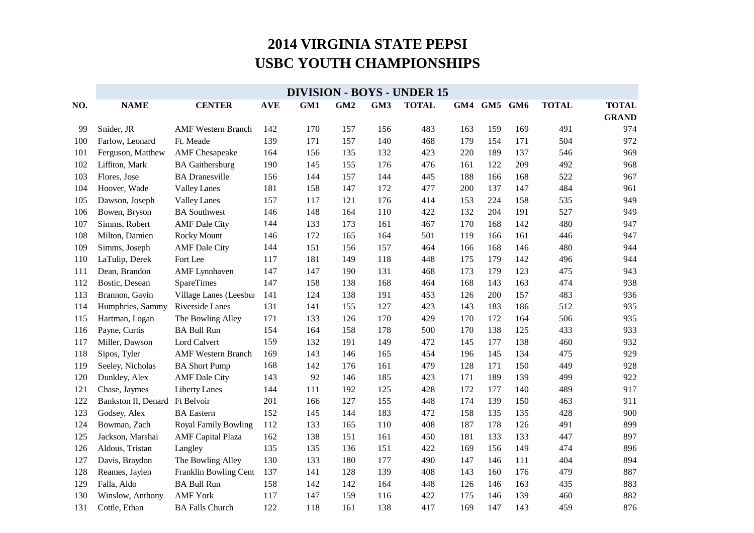# 2014 VIRGINIA STATE PEPSI
# USBC YOUTH CHAMPIONSHIPS

## DIVISION - BOYS - UNDER 15

| NO. | NAME | CENTER | AVE | GM1 | GM2 | GM3 | TOTAL | GM4 | GM5 | GM6 | TOTAL | TOTAL GRAND |
|---|---|---|---|---|---|---|---|---|---|---|---|---|
| 99 | Snider, JR | AMF Western Branch | 142 | 170 | 157 | 156 | 483 | 163 | 159 | 169 | 491 | 974 |
| 100 | Farlow, Leonard | Ft. Meade | 139 | 171 | 157 | 140 | 468 | 179 | 154 | 171 | 504 | 972 |
| 101 | Ferguson, Matthew | AMF Chesapeake | 164 | 156 | 135 | 132 | 423 | 220 | 189 | 137 | 546 | 969 |
| 102 | Liffiton, Mark | BA Gaithersburg | 190 | 145 | 155 | 176 | 476 | 161 | 122 | 209 | 492 | 968 |
| 103 | Flores, Jose | BA Dranesville | 156 | 144 | 157 | 144 | 445 | 188 | 166 | 168 | 522 | 967 |
| 104 | Hoover, Wade | Valley Lanes | 181 | 158 | 147 | 172 | 477 | 200 | 137 | 147 | 484 | 961 |
| 105 | Dawson, Joseph | Valley Lanes | 157 | 117 | 121 | 176 | 414 | 153 | 224 | 158 | 535 | 949 |
| 106 | Bowen, Bryson | BA Southwest | 146 | 148 | 164 | 110 | 422 | 132 | 204 | 191 | 527 | 949 |
| 107 | Simms, Robert | AMF Dale City | 144 | 133 | 173 | 161 | 467 | 170 | 168 | 142 | 480 | 947 |
| 108 | Milton, Damien | Rocky Mount | 146 | 172 | 165 | 164 | 501 | 119 | 166 | 161 | 446 | 947 |
| 109 | Simms, Joseph | AMF Dale City | 144 | 151 | 156 | 157 | 464 | 166 | 168 | 146 | 480 | 944 |
| 110 | LaTulip, Derek | Fort Lee | 117 | 181 | 149 | 118 | 448 | 175 | 179 | 142 | 496 | 944 |
| 111 | Dean, Brandon | AMF Lynnhaven | 147 | 147 | 190 | 131 | 468 | 173 | 179 | 123 | 475 | 943 |
| 112 | Bostic, Desean | SpareTimes | 147 | 158 | 138 | 168 | 464 | 168 | 143 | 163 | 474 | 938 |
| 113 | Brannon, Gavin | Village Lanes (Leesbu | 141 | 124 | 138 | 191 | 453 | 126 | 200 | 157 | 483 | 936 |
| 114 | Humphries, Sammy | Riverside Lanes | 131 | 141 | 155 | 127 | 423 | 143 | 183 | 186 | 512 | 935 |
| 115 | Hartman, Logan | The Bowling Alley | 171 | 133 | 126 | 170 | 429 | 170 | 172 | 164 | 506 | 935 |
| 116 | Payne, Curtis | BA Bull Run | 154 | 164 | 158 | 178 | 500 | 170 | 138 | 125 | 433 | 933 |
| 117 | Miller, Dawson | Lord Calvert | 159 | 132 | 191 | 149 | 472 | 145 | 177 | 138 | 460 | 932 |
| 118 | Sipos, Tyler | AMF Western Branch | 169 | 143 | 146 | 165 | 454 | 196 | 145 | 134 | 475 | 929 |
| 119 | Seeley, Nicholas | BA Short Pump | 168 | 142 | 176 | 161 | 479 | 128 | 171 | 150 | 449 | 928 |
| 120 | Dunkley, Alex | AMF Dale City | 143 | 92 | 146 | 185 | 423 | 171 | 189 | 139 | 499 | 922 |
| 121 | Chase, Jaymes | Liberty Lanes | 144 | 111 | 192 | 125 | 428 | 172 | 177 | 140 | 489 | 917 |
| 122 | Bankston II, Denard | Ft Belvoir | 201 | 166 | 127 | 155 | 448 | 174 | 139 | 150 | 463 | 911 |
| 123 | Godsey, Alex | BA Eastern | 152 | 145 | 144 | 183 | 472 | 158 | 135 | 135 | 428 | 900 |
| 124 | Bowman, Zach | Royal Family Bowling | 112 | 133 | 165 | 110 | 408 | 187 | 178 | 126 | 491 | 899 |
| 125 | Jackson, Marshai | AMF Capital Plaza | 162 | 138 | 151 | 161 | 450 | 181 | 133 | 133 | 447 | 897 |
| 126 | Aldous, Tristan | Langley | 135 | 135 | 136 | 151 | 422 | 169 | 156 | 149 | 474 | 896 |
| 127 | Davis, Braydon | The Bowling Alley | 130 | 133 | 180 | 177 | 490 | 147 | 146 | 111 | 404 | 894 |
| 128 | Reames, Jaylen | Franklin Bowling Cent | 137 | 141 | 128 | 139 | 408 | 143 | 160 | 176 | 479 | 887 |
| 129 | Falla, Aldo | BA Bull Run | 158 | 142 | 142 | 164 | 448 | 126 | 146 | 163 | 435 | 883 |
| 130 | Winslow, Anthony | AMF York | 117 | 147 | 159 | 116 | 422 | 175 | 146 | 139 | 460 | 882 |
| 131 | Cottle, Ethan | BA Falls Church | 122 | 118 | 161 | 138 | 417 | 169 | 147 | 143 | 459 | 876 |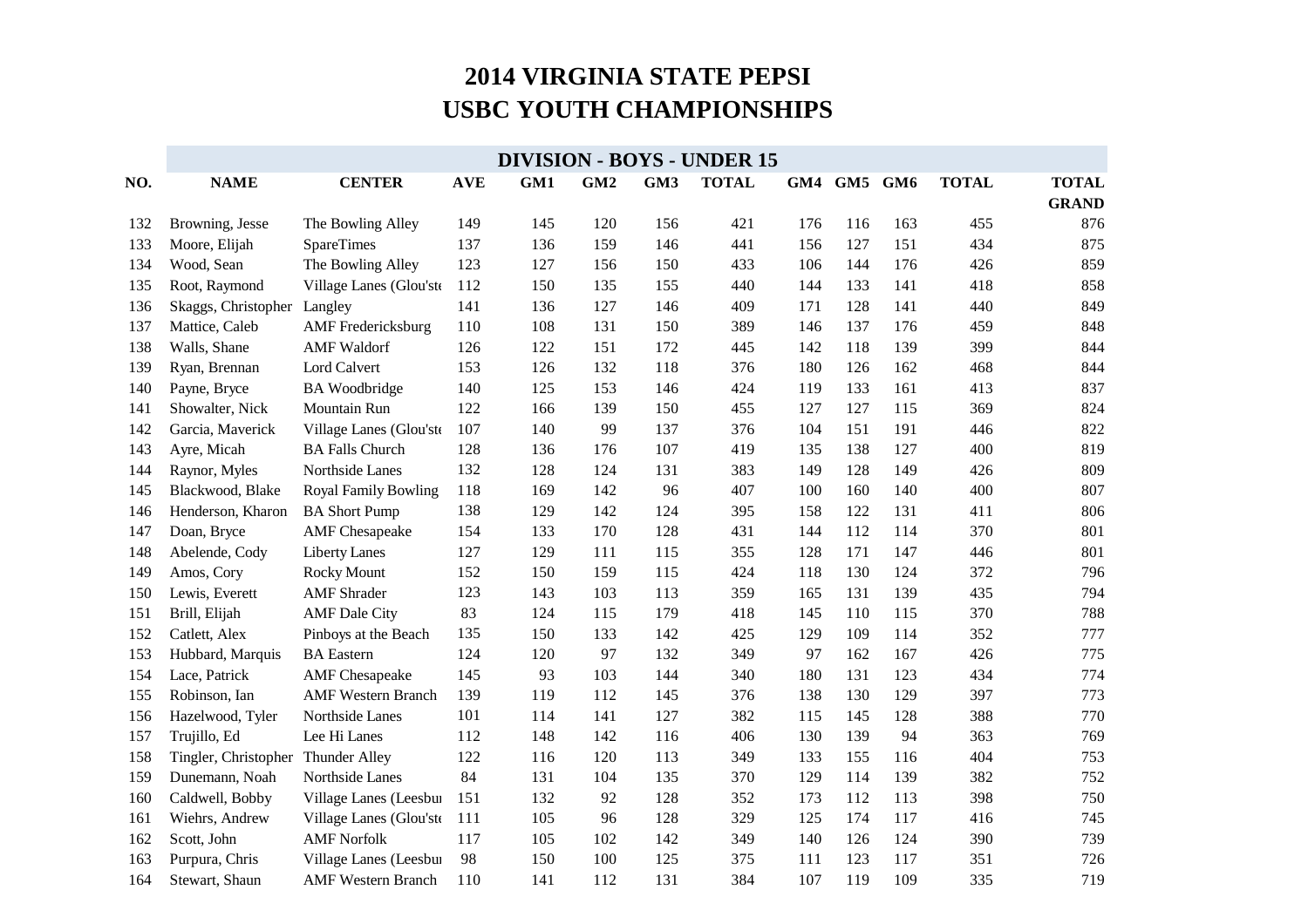# 2014 VIRGINIA STATE PEPSI
# USBC YOUTH CHAMPIONSHIPS

## DIVISION - BOYS - UNDER 15

| NO. | NAME | CENTER | AVE | GM1 | GM2 | GM3 | TOTAL | GM4 | GM5 | GM6 | TOTAL | TOTAL GRAND |
|---|---|---|---|---|---|---|---|---|---|---|---|---|
| 132 | Browning, Jesse | The Bowling Alley | 149 | 145 | 120 | 156 | 421 | 176 | 116 | 163 | 455 | 876 |
| 133 | Moore, Elijah | SpareTimes | 137 | 136 | 159 | 146 | 441 | 156 | 127 | 151 | 434 | 875 |
| 134 | Wood, Sean | The Bowling Alley | 123 | 127 | 156 | 150 | 433 | 106 | 144 | 176 | 426 | 859 |
| 135 | Root, Raymond | Village Lanes (Glou'ste | 112 | 150 | 135 | 155 | 440 | 144 | 133 | 141 | 418 | 858 |
| 136 | Skaggs, Christopher | Langley | 141 | 136 | 127 | 146 | 409 | 171 | 128 | 141 | 440 | 849 |
| 137 | Mattice, Caleb | AMF Fredericksburg | 110 | 108 | 131 | 150 | 389 | 146 | 137 | 176 | 459 | 848 |
| 138 | Walls, Shane | AMF Waldorf | 126 | 122 | 151 | 172 | 445 | 142 | 118 | 139 | 399 | 844 |
| 139 | Ryan, Brennan | Lord Calvert | 153 | 126 | 132 | 118 | 376 | 180 | 126 | 162 | 468 | 844 |
| 140 | Payne, Bryce | BA Woodbridge | 140 | 125 | 153 | 146 | 424 | 119 | 133 | 161 | 413 | 837 |
| 141 | Showalter, Nick | Mountain Run | 122 | 166 | 139 | 150 | 455 | 127 | 127 | 115 | 369 | 824 |
| 142 | Garcia, Maverick | Village Lanes (Glou'ste | 107 | 140 | 99 | 137 | 376 | 104 | 151 | 191 | 446 | 822 |
| 143 | Ayre, Micah | BA Falls Church | 128 | 136 | 176 | 107 | 419 | 135 | 138 | 127 | 400 | 819 |
| 144 | Raynor, Myles | Northside Lanes | 132 | 128 | 124 | 131 | 383 | 149 | 128 | 149 | 426 | 809 |
| 145 | Blackwood, Blake | Royal Family Bowling | 118 | 169 | 142 | 96 | 407 | 100 | 160 | 140 | 400 | 807 |
| 146 | Henderson, Kharon | BA Short Pump | 138 | 129 | 142 | 124 | 395 | 158 | 122 | 131 | 411 | 806 |
| 147 | Doan, Bryce | AMF Chesapeake | 154 | 133 | 170 | 128 | 431 | 144 | 112 | 114 | 370 | 801 |
| 148 | Abelende, Cody | Liberty Lanes | 127 | 129 | 111 | 115 | 355 | 128 | 171 | 147 | 446 | 801 |
| 149 | Amos, Cory | Rocky Mount | 152 | 150 | 159 | 115 | 424 | 118 | 130 | 124 | 372 | 796 |
| 150 | Lewis, Everett | AMF Shrader | 123 | 143 | 103 | 113 | 359 | 165 | 131 | 139 | 435 | 794 |
| 151 | Brill, Elijah | AMF Dale City | 83 | 124 | 115 | 179 | 418 | 145 | 110 | 115 | 370 | 788 |
| 152 | Catlett, Alex | Pinboys at the Beach | 135 | 150 | 133 | 142 | 425 | 129 | 109 | 114 | 352 | 777 |
| 153 | Hubbard, Marquis | BA Eastern | 124 | 120 | 97 | 132 | 349 | 97 | 162 | 167 | 426 | 775 |
| 154 | Lace, Patrick | AMF Chesapeake | 145 | 93 | 103 | 144 | 340 | 180 | 131 | 123 | 434 | 774 |
| 155 | Robinson, Ian | AMF Western Branch | 139 | 119 | 112 | 145 | 376 | 138 | 130 | 129 | 397 | 773 |
| 156 | Hazelwood, Tyler | Northside Lanes | 101 | 114 | 141 | 127 | 382 | 115 | 145 | 128 | 388 | 770 |
| 157 | Trujillo, Ed | Lee Hi Lanes | 112 | 148 | 142 | 116 | 406 | 130 | 139 | 94 | 363 | 769 |
| 158 | Tingler, Christopher | Thunder Alley | 122 | 116 | 120 | 113 | 349 | 133 | 155 | 116 | 404 | 753 |
| 159 | Dunemann, Noah | Northside Lanes | 84 | 131 | 104 | 135 | 370 | 129 | 114 | 139 | 382 | 752 |
| 160 | Caldwell, Bobby | Village Lanes (Leesbur | 151 | 132 | 92 | 128 | 352 | 173 | 112 | 113 | 398 | 750 |
| 161 | Wiehrs, Andrew | Village Lanes (Glou'ste | 111 | 105 | 96 | 128 | 329 | 125 | 174 | 117 | 416 | 745 |
| 162 | Scott, John | AMF Norfolk | 117 | 105 | 102 | 142 | 349 | 140 | 126 | 124 | 390 | 739 |
| 163 | Purpura, Chris | Village Lanes (Leesbur | 98 | 150 | 100 | 125 | 375 | 111 | 123 | 117 | 351 | 726 |
| 164 | Stewart, Shaun | AMF Western Branch | 110 | 141 | 112 | 131 | 384 | 107 | 119 | 109 | 335 | 719 |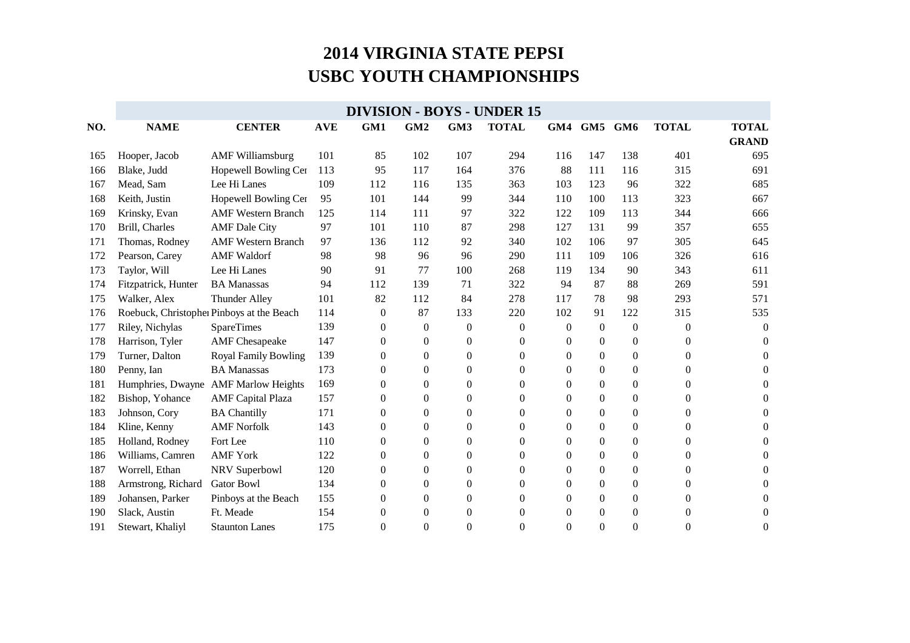# 2014 VIRGINIA STATE PEPSI
# USBC YOUTH CHAMPIONSHIPS

## DIVISION - BOYS - UNDER 15

| NO. | NAME | CENTER | AVE | GM1 | GM2 | GM3 | TOTAL | GM4 | GM5 | GM6 | TOTAL | TOTAL GRAND |
|---|---|---|---|---|---|---|---|---|---|---|---|---|
| 165 | Hooper, Jacob | AMF Williamsburg | 101 | 85 | 102 | 107 | 294 | 116 | 147 | 138 | 401 | 695 |
| 166 | Blake, Judd | Hopewell Bowling Cer | 113 | 95 | 117 | 164 | 376 | 88 | 111 | 116 | 315 | 691 |
| 167 | Mead, Sam | Lee Hi Lanes | 109 | 112 | 116 | 135 | 363 | 103 | 123 | 96 | 322 | 685 |
| 168 | Keith, Justin | Hopewell Bowling Cer | 95 | 101 | 144 | 99 | 344 | 110 | 100 | 113 | 323 | 667 |
| 169 | Krinsky, Evan | AMF Western Branch | 125 | 114 | 111 | 97 | 322 | 122 | 109 | 113 | 344 | 666 |
| 170 | Brill, Charles | AMF Dale City | 97 | 101 | 110 | 87 | 298 | 127 | 131 | 99 | 357 | 655 |
| 171 | Thomas, Rodney | AMF Western Branch | 97 | 136 | 112 | 92 | 340 | 102 | 106 | 97 | 305 | 645 |
| 172 | Pearson, Carey | AMF Waldorf | 98 | 98 | 96 | 96 | 290 | 111 | 109 | 106 | 326 | 616 |
| 173 | Taylor, Will | Lee Hi Lanes | 90 | 91 | 77 | 100 | 268 | 119 | 134 | 90 | 343 | 611 |
| 174 | Fitzpatrick, Hunter | BA Manassas | 94 | 112 | 139 | 71 | 322 | 94 | 87 | 88 | 269 | 591 |
| 175 | Walker, Alex | Thunder Alley | 101 | 82 | 112 | 84 | 278 | 117 | 78 | 98 | 293 | 571 |
| 176 | Roebuck, Christopher | Pinboys at the Beach | 114 | 0 | 87 | 133 | 220 | 102 | 91 | 122 | 315 | 535 |
| 177 | Riley, Nichylas | SpareTimes | 139 | 0 | 0 | 0 | 0 | 0 | 0 | 0 | 0 | 0 |
| 178 | Harrison, Tyler | AMF Chesapeake | 147 | 0 | 0 | 0 | 0 | 0 | 0 | 0 | 0 | 0 |
| 179 | Turner, Dalton | Royal Family Bowling | 139 | 0 | 0 | 0 | 0 | 0 | 0 | 0 | 0 | 0 |
| 180 | Penny, Ian | BA Manassas | 173 | 0 | 0 | 0 | 0 | 0 | 0 | 0 | 0 | 0 |
| 181 | Humphries, Dwayne | AMF Marlow Heights | 169 | 0 | 0 | 0 | 0 | 0 | 0 | 0 | 0 | 0 |
| 182 | Bishop, Yohance | AMF Capital Plaza | 157 | 0 | 0 | 0 | 0 | 0 | 0 | 0 | 0 | 0 |
| 183 | Johnson, Cory | BA Chantilly | 171 | 0 | 0 | 0 | 0 | 0 | 0 | 0 | 0 | 0 |
| 184 | Kline, Kenny | AMF Norfolk | 143 | 0 | 0 | 0 | 0 | 0 | 0 | 0 | 0 | 0 |
| 185 | Holland, Rodney | Fort Lee | 110 | 0 | 0 | 0 | 0 | 0 | 0 | 0 | 0 | 0 |
| 186 | Williams, Camren | AMF York | 122 | 0 | 0 | 0 | 0 | 0 | 0 | 0 | 0 | 0 |
| 187 | Worrell, Ethan | NRV Superbowl | 120 | 0 | 0 | 0 | 0 | 0 | 0 | 0 | 0 | 0 |
| 188 | Armstrong, Richard | Gator Bowl | 134 | 0 | 0 | 0 | 0 | 0 | 0 | 0 | 0 | 0 |
| 189 | Johansen, Parker | Pinboys at the Beach | 155 | 0 | 0 | 0 | 0 | 0 | 0 | 0 | 0 | 0 |
| 190 | Slack, Austin | Ft. Meade | 154 | 0 | 0 | 0 | 0 | 0 | 0 | 0 | 0 | 0 |
| 191 | Stewart, Khaliyl | Staunton Lanes | 175 | 0 | 0 | 0 | 0 | 0 | 0 | 0 | 0 | 0 |